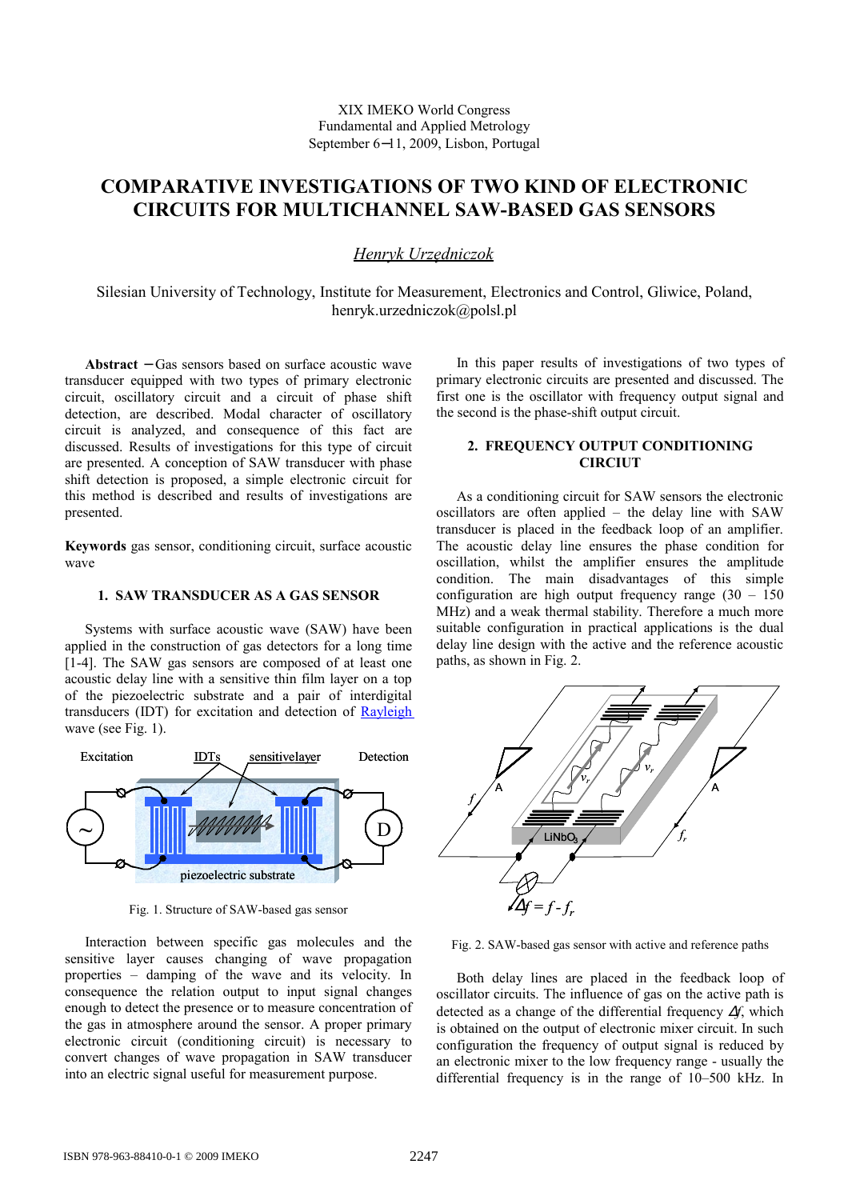XIX IMEKO World Congress
Fundamental and Applied Metrology
September 6−11, 2009, Lisbon, Portugal

# COMPARATIVE INVESTIGATIONS OF TWO KIND OF ELECTRONIC CIRCUITS FOR MULTICHANNEL SAW-BASED GAS SENSORS

*Henryk Urzędniczok*

Silesian University of Technology, Institute for Measurement, Electronics and Control, Gliwice, Poland, henryk.urzedniczok@polsl.pl

**Abstract** − Gas sensors based on surface acoustic wave transducer equipped with two types of primary electronic circuit, oscillatory circuit and a circuit of phase shift detection, are described. Modal character of oscillatory circuit is analyzed, and consequence of this fact are discussed. Results of investigations for this type of circuit are presented. A conception of SAW transducer with phase shift detection is proposed, a simple electronic circuit for this method is described and results of investigations are presented.

**Keywords** gas sensor, conditioning circuit, surface acoustic wave

## 1. SAW TRANSDUCER AS A GAS SENSOR

Systems with surface acoustic wave (SAW) have been applied in the construction of gas detectors for a long time [1-4]. The SAW gas sensors are composed of at least one acoustic delay line with a sensitive thin film layer on a top of the piezoelectric substrate and a pair of interdigital transducers (IDT) for excitation and detection of Rayleigh wave (see Fig. 1).

Fig. 1. Structure of SAW-based gas sensor

Interaction between specific gas molecules and the sensitive layer causes changing of wave propagation properties – damping of the wave and its velocity. In consequence the relation output to input signal changes enough to detect the presence or to measure concentration of the gas in atmosphere around the sensor. A proper primary electronic circuit (conditioning circuit) is necessary to convert changes of wave propagation in SAW transducer into an electric signal useful for measurement purpose.

In this paper results of investigations of two types of primary electronic circuits are presented and discussed. The first one is the oscillator with frequency output signal and the second is the phase-shift output circuit.

## 2. FREQUENCY OUTPUT CONDITIONING CIRCUIT

As a conditioning circuit for SAW sensors the electronic oscillators are often applied – the delay line with SAW transducer is placed in the feedback loop of an amplifier. The acoustic delay line ensures the phase condition for oscillation, whilst the amplifier ensures the amplitude condition. The main disadvantages of this simple configuration are high output frequency range (30 – 150 MHz) and a weak thermal stability. Therefore a much more suitable configuration in practical applications is the dual delay line design with the active and the reference acoustic paths, as shown in Fig. 2.

Fig. 2. SAW-based gas sensor with active and reference paths

Both delay lines are placed in the feedback loop of oscillator circuits. The influence of gas on the active path is detected as a change of the differential frequency $\Delta f$, which is obtained on the output of electronic mixer circuit. In such configuration the frequency of output signal is reduced by an electronic mixer to the low frequency range - usually the differential frequency is in the range of 10–500 kHz. In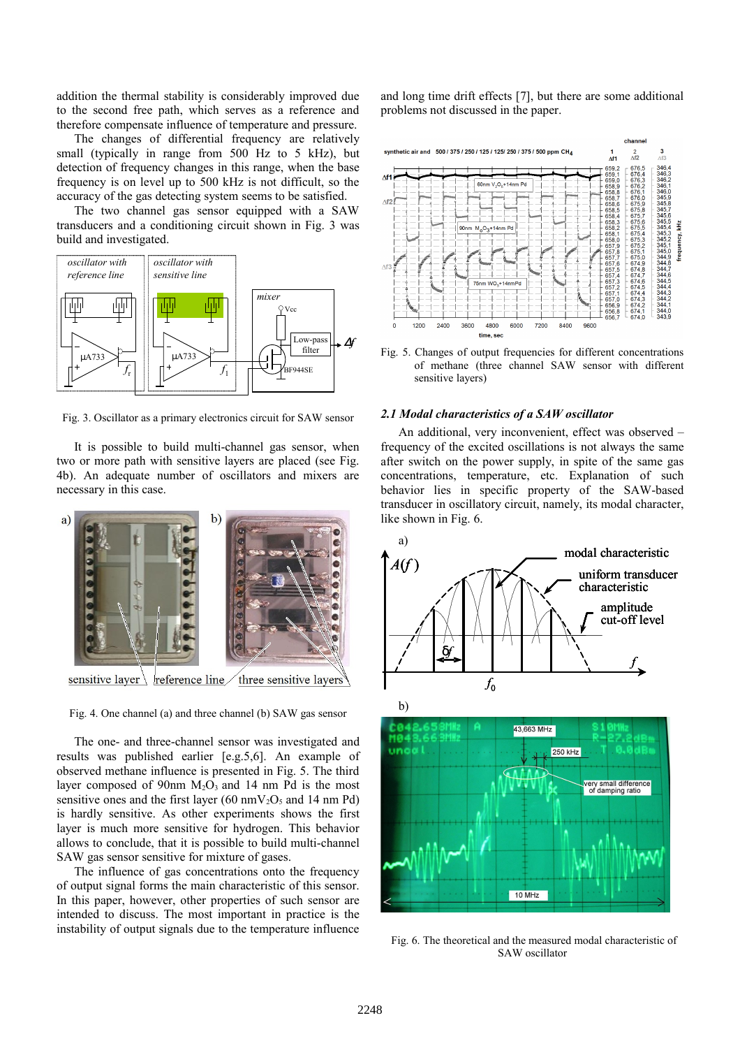addition the thermal stability is considerably improved due to the second free path, which serves as a reference and therefore compensate influence of temperature and pressure.

The changes of differential frequency are relatively small (typically in range from 500 Hz to 5 kHz), but detection of frequency changes in this range, when the base frequency is on level up to 500 kHz is not difficult, so the accuracy of the gas detecting system seems to be satisfied.

The two channel gas sensor equipped with a SAW transducers and a conditioning circuit shown in Fig. 3 was build and investigated.

Fig. 3. Oscillator as a primary electronics circuit for SAW sensor

It is possible to build multi-channel gas sensor, when two or more path with sensitive layers are placed (see Fig. 4b). An adequate number of oscillators and mixers are necessary in this case.

Fig. 4. One channel (a) and three channel (b) SAW gas sensor

The one- and three-channel sensor was investigated and results was published earlier [e.g.5,6]. An example of observed methane influence is presented in Fig. 5. The third layer composed of 90nm $M_2O_3$ and 14 nm Pd is the most sensitive ones and the first layer (60 nm$V_2O_5$ and 14 nm Pd) is hardly sensitive. As other experiments shows the first layer is much more sensitive for hydrogen. This behavior allows to conclude, that it is possible to build multi-channel SAW gas sensor sensitive for mixture of gases.

The influence of gas concentrations onto the frequency of output signal forms the main characteristic of this sensor. In this paper, however, other properties of such sensor are intended to discuss. The most important in practice is the instability of output signals due to the temperature influence and long time drift effects [7], but there are some additional problems not discussed in the paper.

Fig. 5. Changes of output frequencies for different concentrations of methane (three channel SAW sensor with different sensitive layers)

### *2.1 Modal characteristics of a SAW oscillator*

An additional, very inconvenient, effect was observed – frequency of the excited oscillations is not always the same after switch on the power supply, in spite of the same gas concentrations, temperature, etc. Explanation of such behavior lies in specific property of the SAW-based transducer in oscillatory circuit, namely, its modal character, like shown in Fig. 6.

Fig. 6. The theoretical and the measured modal characteristic of SAW oscillator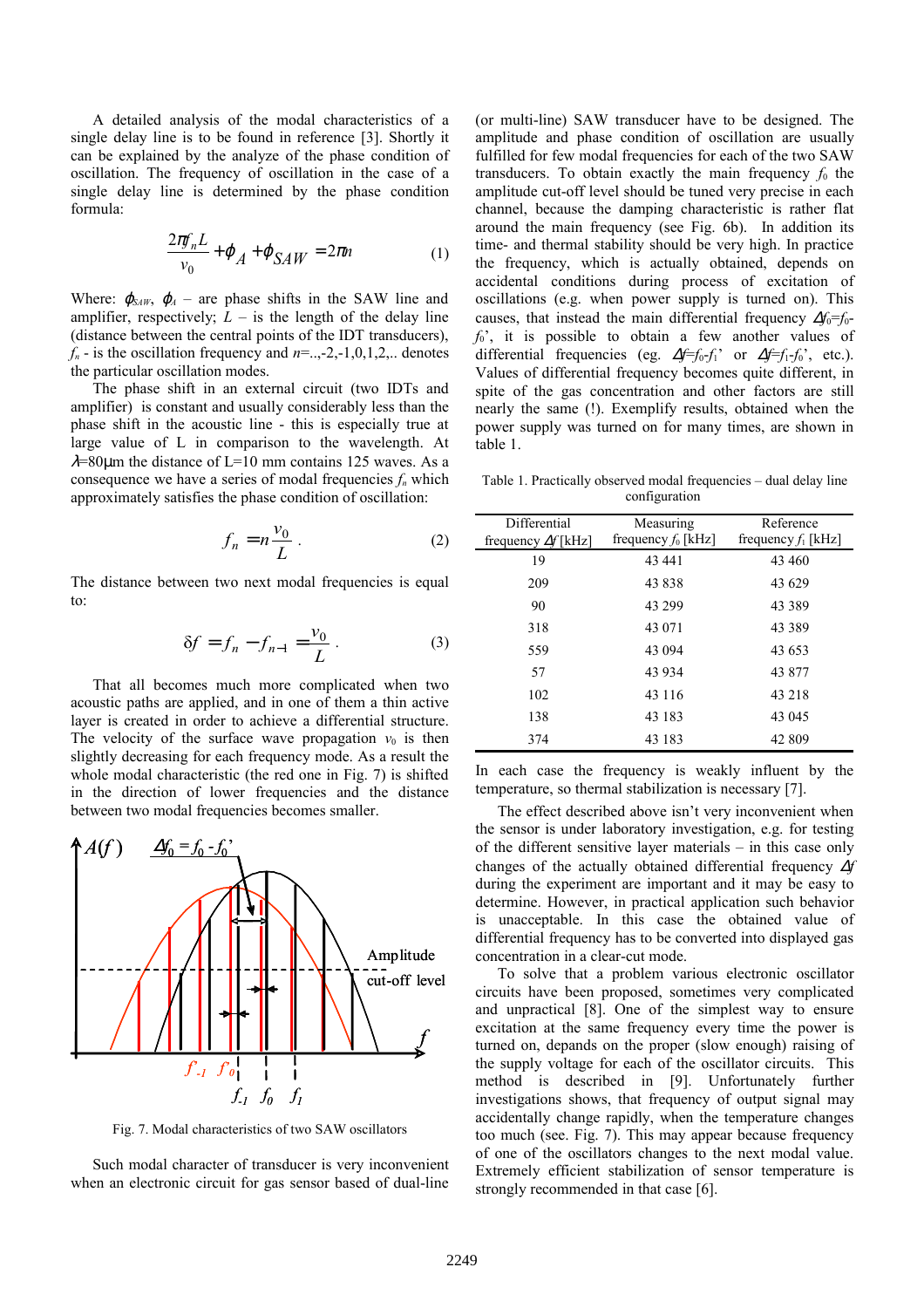A detailed analysis of the modal characteristics of a single delay line is to be found in reference [3]. Shortly it can be explained by the analyze of the phase condition of oscillation. The frequency of oscillation in the case of a single delay line is determined by the phase condition formula:

$$\frac{2\pi f_n L}{v_0} + \varphi_A + \varphi_{SAW} = 2\pi n \tag{1}$$

Where: $\varphi_{SAW}$, $\varphi_A$ – are phase shifts in the SAW line and amplifier, respectively; $L$ – is the length of the delay line (distance between the central points of the IDT transducers), $f_n$ - is the oscillation frequency and $n$=..,-2,-1,0,1,2,.. denotes the particular oscillation modes.

The phase shift in an external circuit (two IDTs and amplifier) is constant and usually considerably less than the phase shift in the acoustic line - this is especially true at large value of L in comparison to the wavelength. At $\lambda$=80μm the distance of L=10 mm contains 125 waves. As a consequence we have a series of modal frequencies $f_n$ which approximately satisfies the phase condition of oscillation:

$$f_n = n\frac{v_0}{L}. \tag{2}$$

The distance between two next modal frequencies is equal to:

$$\delta f = f_n - f_{n-1} = \frac{v_0}{L}. \tag{3}$$

That all becomes much more complicated when two acoustic paths are applied, and in one of them a thin active layer is created in order to achieve a differential structure. The velocity of the surface wave propagation $v_0$ is then slightly decreasing for each frequency mode. As a result the whole modal characteristic (the red one in Fig. 7) is shifted in the direction of lower frequencies and the distance between two modal frequencies becomes smaller.

Fig. 7. Modal characteristics of two SAW oscillators

Such modal character of transducer is very inconvenient when an electronic circuit for gas sensor based of dual-line (or multi-line) SAW transducer have to be designed. The amplitude and phase condition of oscillation are usually fulfilled for few modal frequencies for each of the two SAW transducers. To obtain exactly the main frequency $f_0$ the amplitude cut-off level should be tuned very precise in each channel, because the damping characteristic is rather flat around the main frequency (see Fig. 6b). In addition its time- and thermal stability should be very high. In practice the frequency, which is actually obtained, depends on accidental conditions during process of excitation of oscillations (e.g. when power supply is turned on). This causes, that instead the main differential frequency $\Delta f_0 = f_0 - f_0'$, it is possible to obtain a few another values of differential frequencies (eg. $\Delta f = f_0 - f_1'$ or $\Delta f = f_1 - f_0'$, etc.). Values of differential frequency becomes quite different, in spite of the gas concentration and other factors are still nearly the same (!). Exemplify results, obtained when the power supply was turned on for many times, are shown in table 1.

Table 1. Practically observed modal frequencies – dual delay line configuration

| Differential frequency $\Delta f$ [kHz] | Measuring frequency $f_0$ [kHz] | Reference frequency $f_1$ [kHz] |
|---|---|---|
| 19 | 43 441 | 43 460 |
| 209 | 43 838 | 43 629 |
| 90 | 43 299 | 43 389 |
| 318 | 43 071 | 43 389 |
| 559 | 43 094 | 43 653 |
| 57 | 43 934 | 43 877 |
| 102 | 43 116 | 43 218 |
| 138 | 43 183 | 43 045 |
| 374 | 43 183 | 42 809 |

In each case the frequency is weakly influent by the temperature, so thermal stabilization is necessary [7].

The effect described above isn't very inconvenient when the sensor is under laboratory investigation, e.g. for testing of the different sensitive layer materials – in this case only changes of the actually obtained differential frequency $\Delta f$ during the experiment are important and it may be easy to determine. However, in practical application such behavior is unacceptable. In this case the obtained value of differential frequency has to be converted into displayed gas concentration in a clear-cut mode.

To solve that a problem various electronic oscillator circuits have been proposed, sometimes very complicated and unpractical [8]. One of the simplest way to ensure excitation at the same frequency every time the power is turned on, depends on the proper (slow enough) raising of the supply voltage for each of the oscillator circuits. This method is described in [9]. Unfortunately further investigations shows, that frequency of output signal may accidentally change rapidly, when the temperature changes too much (see. Fig. 7). This may appear because frequency of one of the oscillators changes to the next modal value. Extremely efficient stabilization of sensor temperature is strongly recommended in that case [6].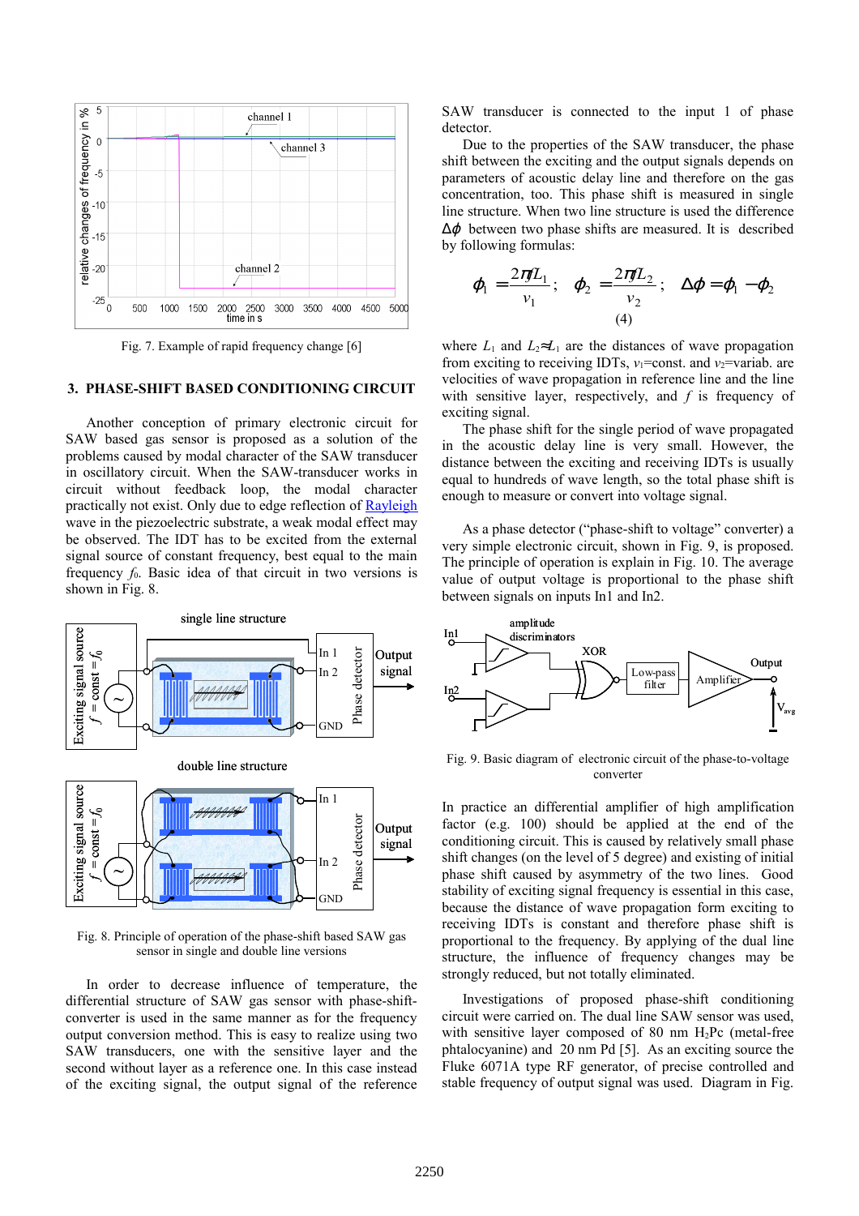Fig. 7. Example of rapid frequency change [6]

## 3. PHASE-SHIFT BASED CONDITIONING CIRCUIT

Another conception of primary electronic circuit for SAW based gas sensor is proposed as a solution of the problems caused by modal character of the SAW transducer in oscillatory circuit. When the SAW-transducer works in circuit without feedback loop, the modal character practically not exist. Only due to edge reflection of Rayleigh wave in the piezoelectric substrate, a weak modal effect may be observed. The IDT has to be excited from the external signal source of constant frequency, best equal to the main frequency $f_0$. Basic idea of that circuit in two versions is shown in Fig. 8.

Fig. 8. Principle of operation of the phase-shift based SAW gas sensor in single and double line versions

In order to decrease influence of temperature, the differential structure of SAW gas sensor with phase-shift-converter is used in the same manner as for the frequency output conversion method. This is easy to realize using two SAW transducers, one with the sensitive layer and the second without layer as a reference one. In this case instead of the exciting signal, the output signal of the reference SAW transducer is connected to the input 1 of phase detector.

Due to the properties of the SAW transducer, the phase shift between the exciting and the output signals depends on parameters of acoustic delay line and therefore on the gas concentration, too. This phase shift is measured in single line structure. When two line structure is used the difference $\Delta\phi$ between two phase shifts are measured. It is described by following formulas:

$$\phi_1 = \frac{2\pi f L_1}{v_1}; \quad \phi_2 = \frac{2\pi f L_2}{v_2}; \quad \Delta\phi = \phi_1 - \phi_2 \tag{4}$$

where $L_1$ and $L_2 \approx L_1$ are the distances of wave propagation from exciting to receiving IDTs, $v_1$=const. and $v_2$=variab. are velocities of wave propagation in reference line and the line with sensitive layer, respectively, and $f$ is frequency of exciting signal.

The phase shift for the single period of wave propagated in the acoustic delay line is very small. However, the distance between the exciting and receiving IDTs is usually equal to hundreds of wave length, so the total phase shift is enough to measure or convert into voltage signal.

As a phase detector ("phase-shift to voltage" converter) a very simple electronic circuit, shown in Fig. 9, is proposed. The principle of operation is explain in Fig. 10. The average value of output voltage is proportional to the phase shift between signals on inputs In1 and In2.

Fig. 9. Basic diagram of electronic circuit of the phase-to-voltage converter

In practice an differential amplifier of high amplification factor (e.g. 100) should be applied at the end of the conditioning circuit. This is caused by relatively small phase shift changes (on the level of 5 degree) and existing of initial phase shift caused by asymmetry of the two lines. Good stability of exciting signal frequency is essential in this case, because the distance of wave propagation form exciting to receiving IDTs is constant and therefore phase shift is proportional to the frequency. By applying of the dual line structure, the influence of frequency changes may be strongly reduced, but not totally eliminated.

Investigations of proposed phase-shift conditioning circuit were carried on. The dual line SAW sensor was used, with sensitive layer composed of 80 nm $H_2$Pc (metal-free phtalocyanine) and 20 nm Pd [5]. As an exciting source the Fluke 6071A type RF generator, of precise controlled and stable frequency of output signal was used. Diagram in Fig.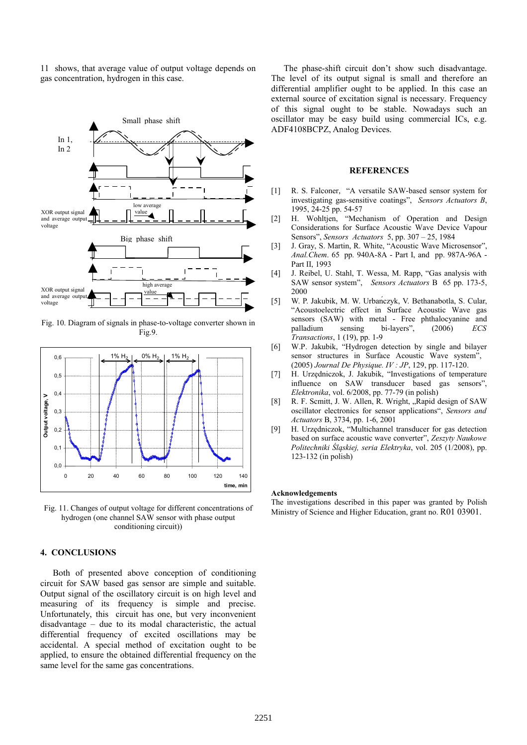11 shows, that average value of output voltage depends on gas concentration, hydrogen in this case.

Small phase shift

In 1,
In 2

low average value

XOR output signal and average output voltage

Big phase shift

high average value

XOR output signal and average output voltage

Fig. 10. Diagram of signals in phase-to-voltage converter shown in Fig.9.

Output voltage, V

0,0
0,1
0,2
0,3
0,4
0,5
0,6

0
20
40
60
80
100
120
140

time, min

1% $H_2$
0% $H_2$
1% $H_2$

Fig. 11. Changes of output voltage for different concentrations of hydrogen (one channel SAW sensor with phase output conditioning circuit))

## 4. CONCLUSIONS

Both of presented above conception of conditioning circuit for SAW based gas sensor are simple and suitable. Output signal of the oscillatory circuit is on high level and measuring of its frequency is simple and precise. Unfortunately, this circuit has one, but very inconvenient disadvantage – due to its modal characteristic, the actual differential frequency of excited oscillations may be accidental. A special method of excitation ought to be applied, to ensure the obtained differential frequency on the same level for the same gas concentrations.

The phase-shift circuit don't show such disadvantage. The level of its output signal is small and therefore an differential amplifier ought to be applied. In this case an external source of excitation signal is necessary. Frequency of this signal ought to be stable. Nowadays such an oscillator may be easy build using commercial ICs, e.g. ADF4108BCPZ, Analog Devices.

## REFERENCES

[1] R. S. Falconer, "A versatile SAW-based sensor system for investigating gas-sensitive coatings", *Sensors Actuators B*, 1995, 24-25 pp. 54-57

[2] H. Wohltjen, "Mechanism of Operation and Design Considerations for Surface Acoustic Wave Device Vapour Sensors", *Sensors Actuators* 5, pp. 307 – 25, 1984

[3] J. Gray, S. Martin, R. White, "Acoustic Wave Microsensor", *Anal.Chem*. 65 pp. 940A-8A - Part I, and pp. 987A-96A - Part II, 1993

[4] J. Reibel, U. Stahl, T. Wessa, M. Rapp, "Gas analysis with SAW sensor system", *Sensors Actuators* B 65 pp. 173-5, 2000

[5] W. P. Jakubik, M. W. Urbańczyk, V. Bethanabotla, S. Cular, "Acoustoelectric effect in Surface Acoustic Wave gas sensors (SAW) with metal - Free phthalocyanine and palladium sensing bi-layers", (2006) *ECS Transactions*, 1 (19), pp. 1-9

[6] W.P. Jakubik, "Hydrogen detection by single and bilayer sensor structures in Surface Acoustic Wave system", (2005) *Journal De Physique. IV : JP*, 129, pp. 117-120.

[7] H. Urzędniczok, J. Jakubik, "Investigations of temperature influence on SAW transducer based gas sensors", *Elektronika*, vol. 6/2008, pp. 77-79 (in polish)

[8] R. F. Scmitt, J. W. Allen, R. Wright, „Rapid design of SAW oscillator electronics for sensor applications", *Sensors and Actuators* B, 3734, pp. 1-6, 2001

[9] H. Urzędniczok, "Multichannel transducer for gas detection based on surface acoustic wave converter", *Zeszyty Naukowe Politechniki Śląskiej, seria Elektryka*, vol. 205 (1/2008), pp. 123-132 (in polish)

**Acknowledgements**

The investigations described in this paper was granted by Polish Ministry of Science and Higher Education, grant no. R01 03901.